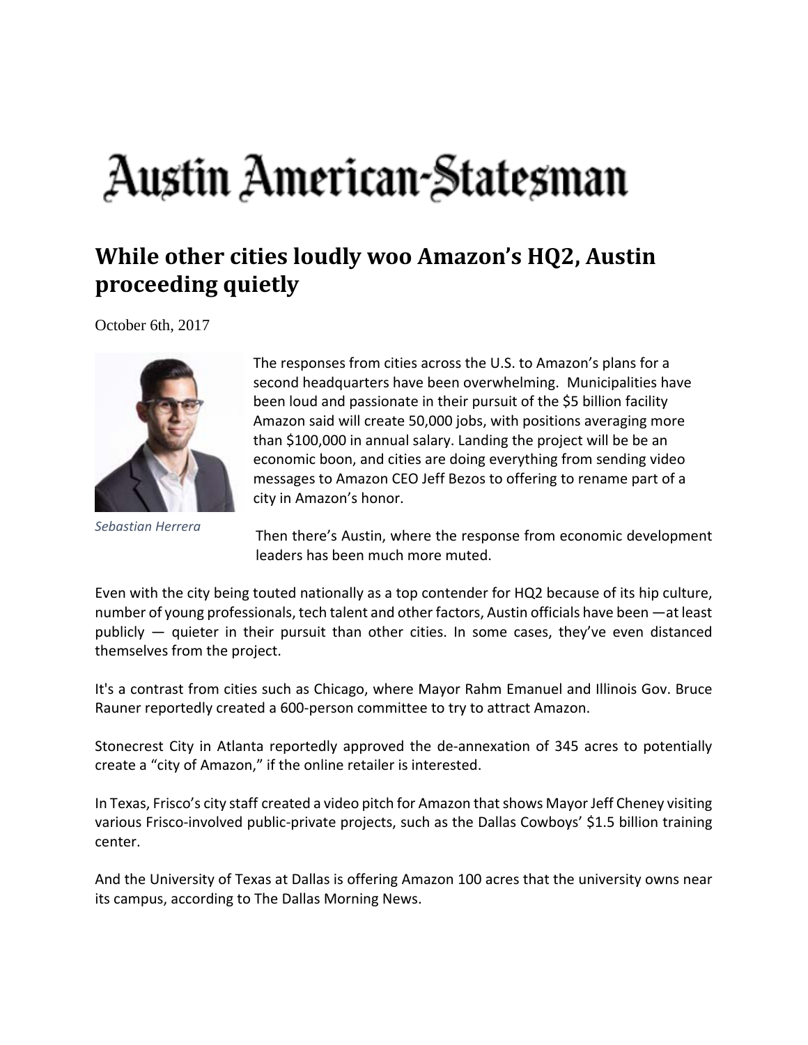# Austin American-Statesman

## While other cities loudly woo Amazon's HQ2, Austin proceeding quietly

October 6th, 2017

*Sebastian Herrera*

The responses from cities across the U.S. to Amazon's plans for a second headquarters have been overwhelming. Municipalities have been loud and passionate in their pursuit of the $5 billion facility Amazon said will create 50,000 jobs, with positions averaging more than $100,000 in annual salary. Landing the project will be be an economic boon, and cities are doing everything from sending video messages to Amazon CEO Jeff Bezos to offering to rename part of a city in Amazon's honor.

Then there's Austin, where the response from economic development leaders has been much more muted.

Even with the city being touted nationally as a top contender for HQ2 because of its hip culture, number of young professionals, tech talent and other factors, Austin officials have been —at least publicly — quieter in their pursuit than other cities. In some cases, they've even distanced themselves from the project.

It's a contrast from cities such as Chicago, where Mayor Rahm Emanuel and Illinois Gov. Bruce Rauner reportedly created a 600-person committee to try to attract Amazon.

Stonecrest City in Atlanta reportedly approved the de-annexation of 345 acres to potentially create a "city of Amazon," if the online retailer is interested.

In Texas, Frisco's city staff created a video pitch for Amazon that shows Mayor Jeff Cheney visiting various Frisco-involved public-private projects, such as the Dallas Cowboys' $1.5 billion training center.

And the University of Texas at Dallas is offering Amazon 100 acres that the university owns near its campus, according to The Dallas Morning News.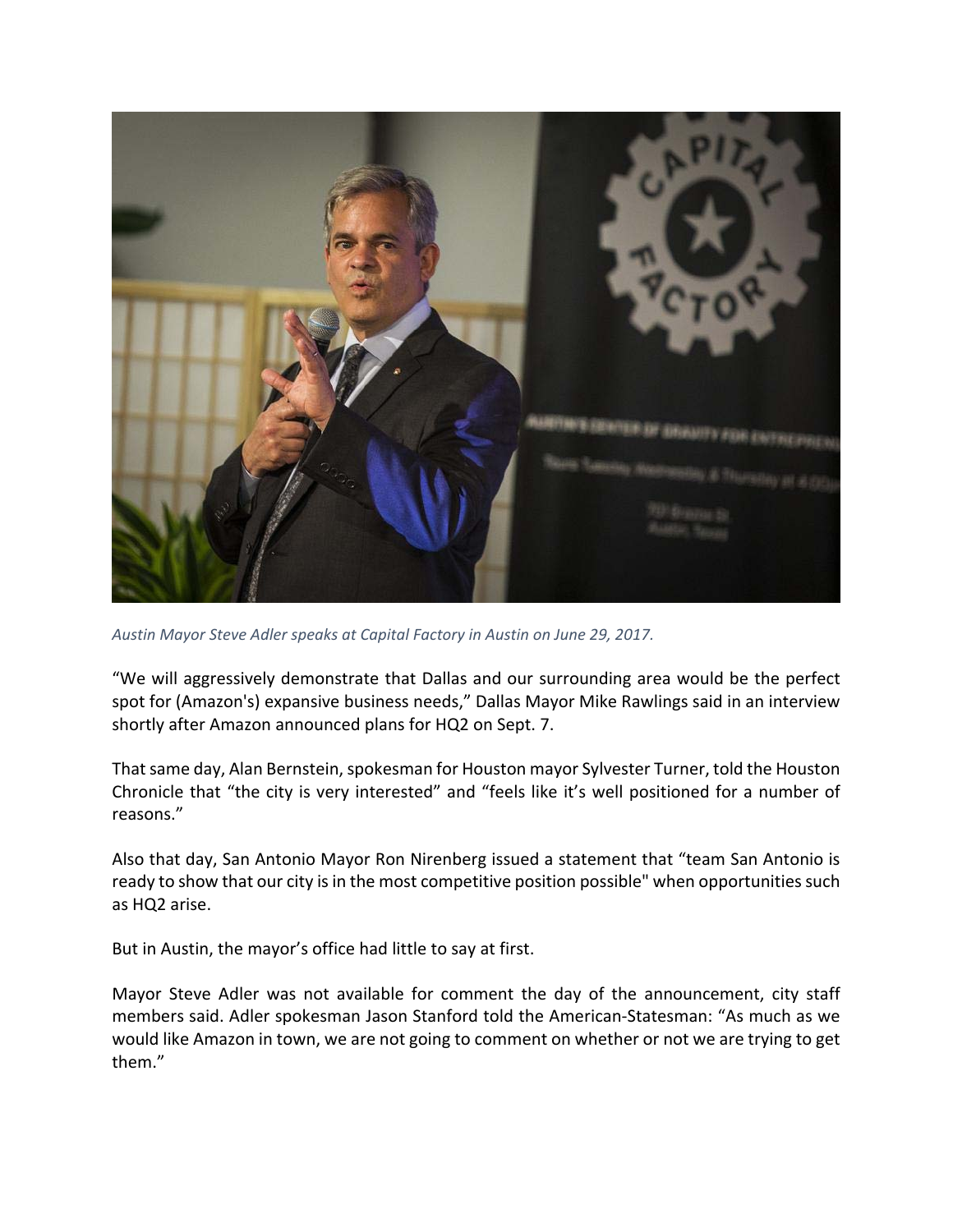*Austin Mayor Steve Adler speaks at Capital Factory in Austin on June 29, 2017.*

“We will aggressively demonstrate that Dallas and our surrounding area would be the perfect spot for (Amazon's) expansive business needs,” Dallas Mayor Mike Rawlings said in an interview shortly after Amazon announced plans for HQ2 on Sept. 7.

That same day, Alan Bernstein, spokesman for Houston mayor Sylvester Turner, told the Houston Chronicle that “the city is very interested” and “feels like it’s well positioned for a number of reasons.”

Also that day, San Antonio Mayor Ron Nirenberg issued a statement that “team San Antonio is ready to show that our city is in the most competitive position possible" when opportunities such as HQ2 arise.

But in Austin, the mayor’s office had little to say at first.

Mayor Steve Adler was not available for comment the day of the announcement, city staff members said. Adler spokesman Jason Stanford told the American-Statesman: “As much as we would like Amazon in town, we are not going to comment on whether or not we are trying to get them.”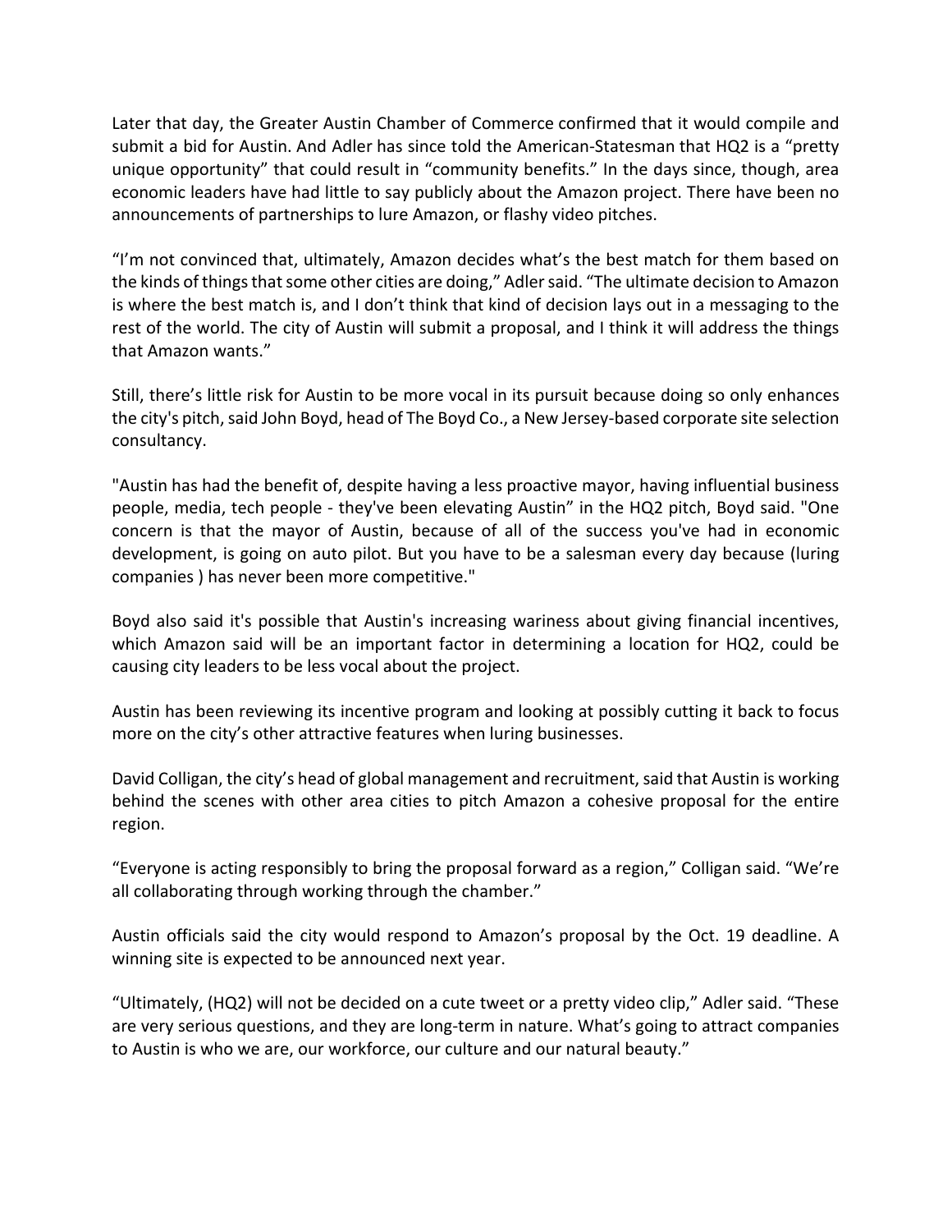Later that day, the Greater Austin Chamber of Commerce confirmed that it would compile and submit a bid for Austin. And Adler has since told the American-Statesman that HQ2 is a "pretty unique opportunity" that could result in "community benefits." In the days since, though, area economic leaders have had little to say publicly about the Amazon project. There have been no announcements of partnerships to lure Amazon, or flashy video pitches.

"I'm not convinced that, ultimately, Amazon decides what's the best match for them based on the kinds of things that some other cities are doing," Adler said. "The ultimate decision to Amazon is where the best match is, and I don't think that kind of decision lays out in a messaging to the rest of the world. The city of Austin will submit a proposal, and I think it will address the things that Amazon wants."

Still, there's little risk for Austin to be more vocal in its pursuit because doing so only enhances the city's pitch, said John Boyd, head of The Boyd Co., a New Jersey-based corporate site selection consultancy.

"Austin has had the benefit of, despite having a less proactive mayor, having influential business people, media, tech people - they've been elevating Austin" in the HQ2 pitch, Boyd said. "One concern is that the mayor of Austin, because of all of the success you've had in economic development, is going on auto pilot. But you have to be a salesman every day because (luring companies ) has never been more competitive."

Boyd also said it's possible that Austin's increasing wariness about giving financial incentives, which Amazon said will be an important factor in determining a location for HQ2, could be causing city leaders to be less vocal about the project.

Austin has been reviewing its incentive program and looking at possibly cutting it back to focus more on the city's other attractive features when luring businesses.

David Colligan, the city's head of global management and recruitment, said that Austin is working behind the scenes with other area cities to pitch Amazon a cohesive proposal for the entire region.

"Everyone is acting responsibly to bring the proposal forward as a region," Colligan said. "We're all collaborating through working through the chamber."

Austin officials said the city would respond to Amazon's proposal by the Oct. 19 deadline. A winning site is expected to be announced next year.

"Ultimately, (HQ2) will not be decided on a cute tweet or a pretty video clip," Adler said. "These are very serious questions, and they are long-term in nature. What's going to attract companies to Austin is who we are, our workforce, our culture and our natural beauty."